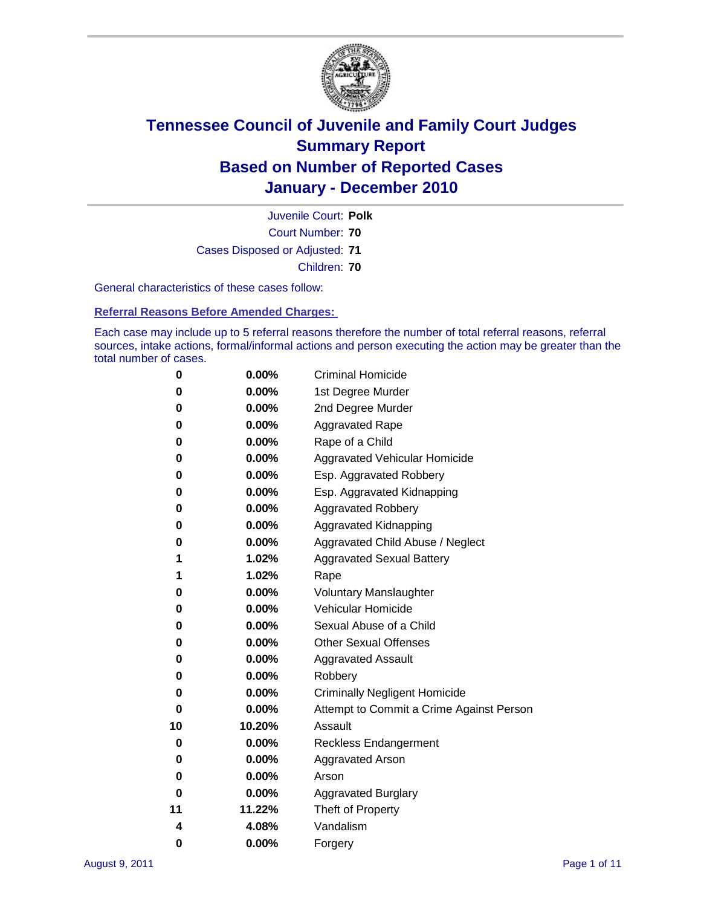# Tennessee Council of Juvenile and Family Court Judges
# Summary Report
# Based on Number of Reported Cases
# January - December 2010

Juvenile Court: **Polk**

Court Number: **70**

Cases Disposed or Adjusted: **71**

Children: **70**

General characteristics of these cases follow:

## Referral Reasons Before Amended Charges:

Each case may include up to 5 referral reasons therefore the number of total referral reasons, referral sources, intake actions, formal/informal actions and person executing the action may be greater than the total number of cases.

| | | |
|---|---|---|
| 0 | 0.00% | Criminal Homicide |
| 0 | 0.00% | 1st Degree Murder |
| 0 | 0.00% | 2nd Degree Murder |
| 0 | 0.00% | Aggravated Rape |
| 0 | 0.00% | Rape of a Child |
| 0 | 0.00% | Aggravated Vehicular Homicide |
| 0 | 0.00% | Esp. Aggravated Robbery |
| 0 | 0.00% | Esp. Aggravated Kidnapping |
| 0 | 0.00% | Aggravated Robbery |
| 0 | 0.00% | Aggravated Kidnapping |
| 0 | 0.00% | Aggravated Child Abuse / Neglect |
| 1 | 1.02% | Aggravated Sexual Battery |
| 1 | 1.02% | Rape |
| 0 | 0.00% | Voluntary Manslaughter |
| 0 | 0.00% | Vehicular Homicide |
| 0 | 0.00% | Sexual Abuse of a Child |
| 0 | 0.00% | Other Sexual Offenses |
| 0 | 0.00% | Aggravated Assault |
| 0 | 0.00% | Robbery |
| 0 | 0.00% | Criminally Negligent Homicide |
| 0 | 0.00% | Attempt to Commit a Crime Against Person |
| 10 | 10.20% | Assault |
| 0 | 0.00% | Reckless Endangerment |
| 0 | 0.00% | Aggravated Arson |
| 0 | 0.00% | Arson |
| 0 | 0.00% | Aggravated Burglary |
| 11 | 11.22% | Theft of Property |
| 4 | 4.08% | Vandalism |
| 0 | 0.00% | Forgery |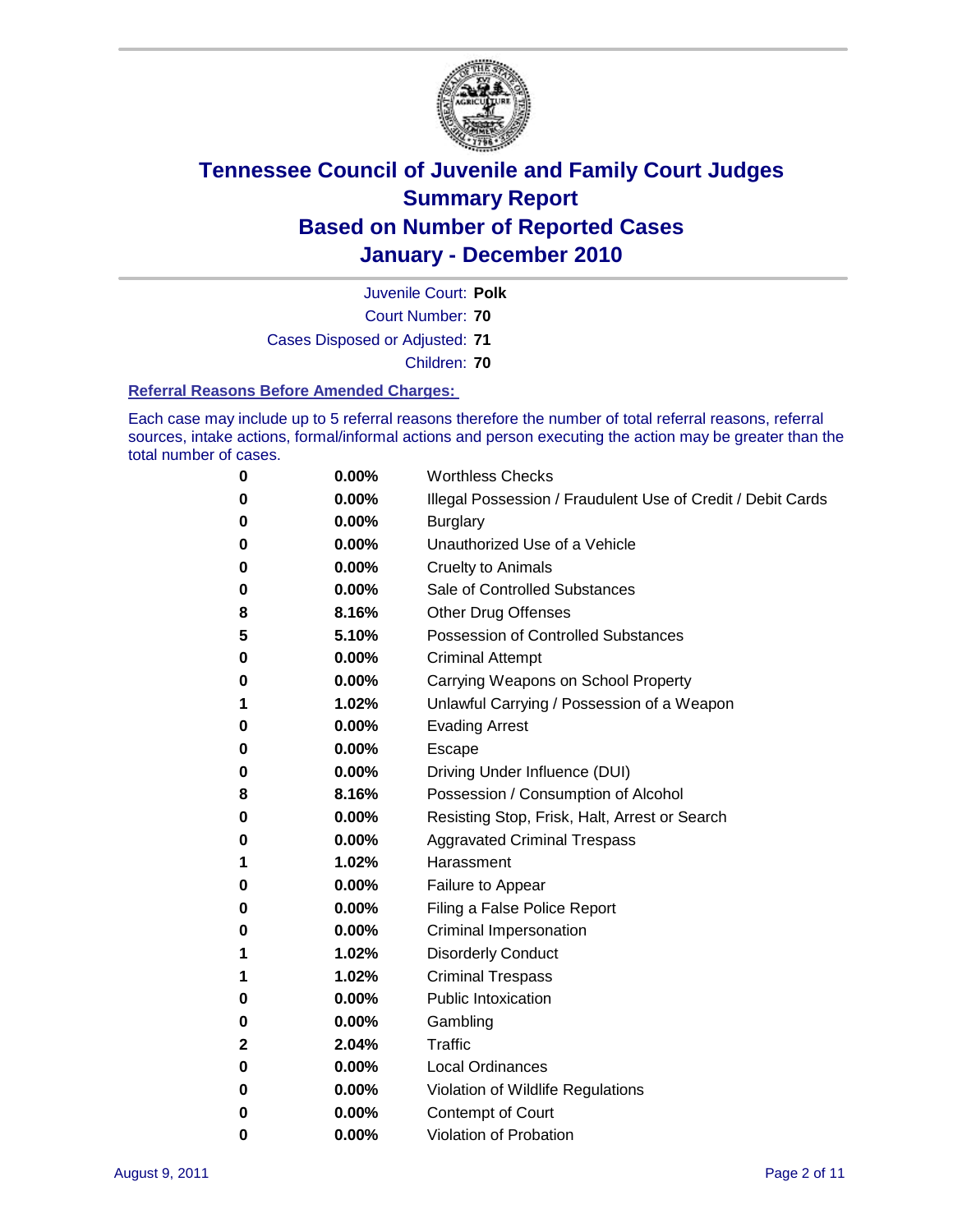# Tennessee Council of Juvenile and Family Court Judges
## Summary Report
## Based on Number of Reported Cases
## January - December 2010

Juvenile Court: **Polk**

Court Number: **70**

Cases Disposed or Adjusted: **71**

Children: **70**

### Referral Reasons Before Amended Charges:

Each case may include up to 5 referral reasons therefore the number of total referral reasons, referral sources, intake actions, formal/informal actions and person executing the action may be greater than the total number of cases.

| Count | Percent | Referral Reason |
|---|---|---|
| 0 | 0.00% | Worthless Checks |
| 0 | 0.00% | Illegal Possession / Fraudulent Use of Credit / Debit Cards |
| 0 | 0.00% | Burglary |
| 0 | 0.00% | Unauthorized Use of a Vehicle |
| 0 | 0.00% | Cruelty to Animals |
| 0 | 0.00% | Sale of Controlled Substances |
| 8 | 8.16% | Other Drug Offenses |
| 5 | 5.10% | Possession of Controlled Substances |
| 0 | 0.00% | Criminal Attempt |
| 0 | 0.00% | Carrying Weapons on School Property |
| 1 | 1.02% | Unlawful Carrying / Possession of a Weapon |
| 0 | 0.00% | Evading Arrest |
| 0 | 0.00% | Escape |
| 0 | 0.00% | Driving Under Influence (DUI) |
| 8 | 8.16% | Possession / Consumption of Alcohol |
| 0 | 0.00% | Resisting Stop, Frisk, Halt, Arrest or Search |
| 0 | 0.00% | Aggravated Criminal Trespass |
| 1 | 1.02% | Harassment |
| 0 | 0.00% | Failure to Appear |
| 0 | 0.00% | Filing a False Police Report |
| 0 | 0.00% | Criminal Impersonation |
| 1 | 1.02% | Disorderly Conduct |
| 1 | 1.02% | Criminal Trespass |
| 0 | 0.00% | Public Intoxication |
| 0 | 0.00% | Gambling |
| 2 | 2.04% | Traffic |
| 0 | 0.00% | Local Ordinances |
| 0 | 0.00% | Violation of Wildlife Regulations |
| 0 | 0.00% | Contempt of Court |
| 0 | 0.00% | Violation of Probation |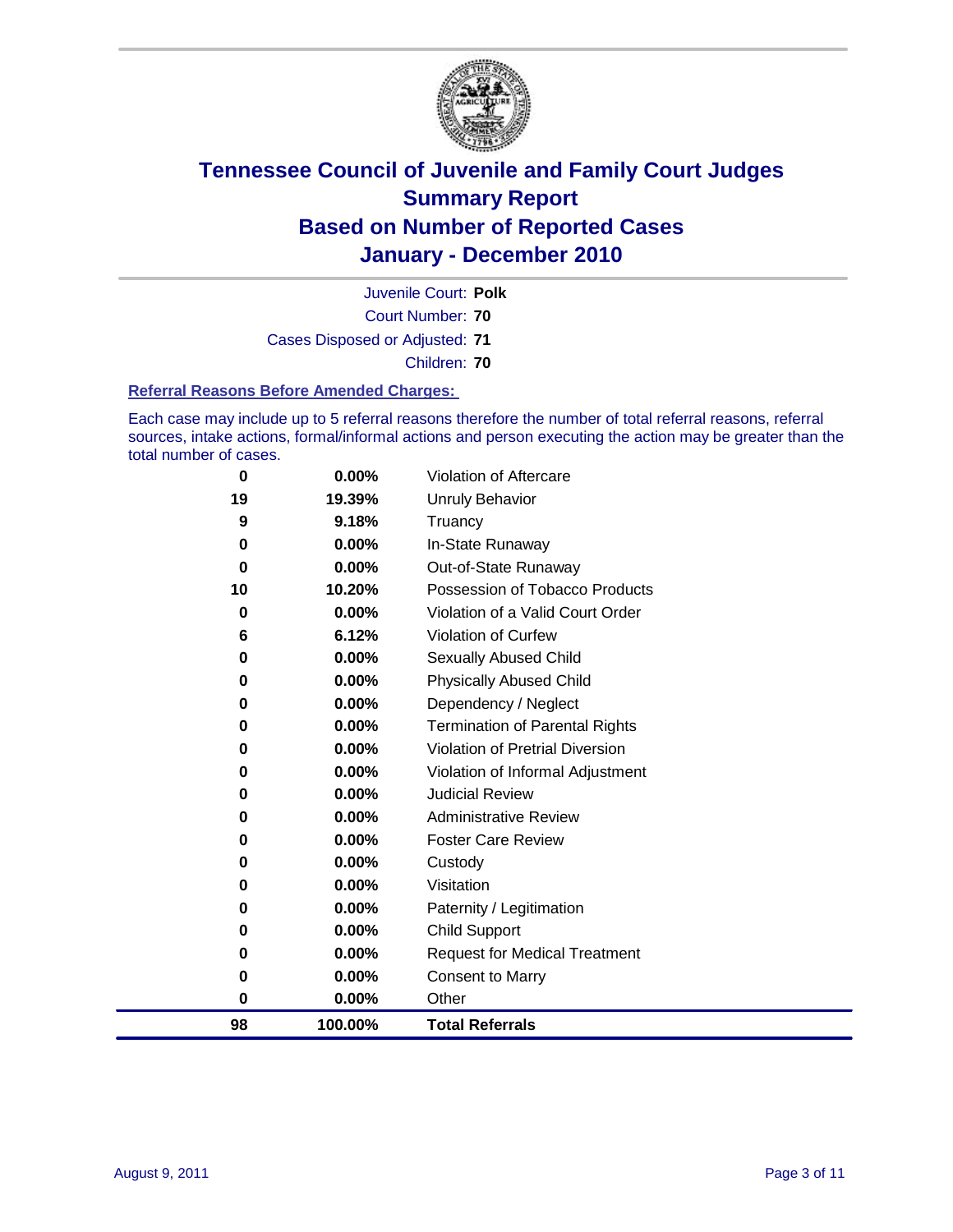# Tennessee Council of Juvenile and Family Court Judges
## Summary Report
## Based on Number of Reported Cases
## January - December 2010

Juvenile Court: **Polk**

Court Number: **70**

Cases Disposed or Adjusted: **71**

Children: **70**

### Referral Reasons Before Amended Charges:

Each case may include up to 5 referral reasons therefore the number of total referral reasons, referral sources, intake actions, formal/informal actions and person executing the action may be greater than the total number of cases.

| Count | Percent | Referral Reason |
|---|---|---|
| 0 | 0.00% | Violation of Aftercare |
| 19 | 19.39% | Unruly Behavior |
| 9 | 9.18% | Truancy |
| 0 | 0.00% | In-State Runaway |
| 0 | 0.00% | Out-of-State Runaway |
| 10 | 10.20% | Possession of Tobacco Products |
| 0 | 0.00% | Violation of a Valid Court Order |
| 6 | 6.12% | Violation of Curfew |
| 0 | 0.00% | Sexually Abused Child |
| 0 | 0.00% | Physically Abused Child |
| 0 | 0.00% | Dependency / Neglect |
| 0 | 0.00% | Termination of Parental Rights |
| 0 | 0.00% | Violation of Pretrial Diversion |
| 0 | 0.00% | Violation of Informal Adjustment |
| 0 | 0.00% | Judicial Review |
| 0 | 0.00% | Administrative Review |
| 0 | 0.00% | Foster Care Review |
| 0 | 0.00% | Custody |
| 0 | 0.00% | Visitation |
| 0 | 0.00% | Paternity / Legitimation |
| 0 | 0.00% | Child Support |
| 0 | 0.00% | Request for Medical Treatment |
| 0 | 0.00% | Consent to Marry |
| 0 | 0.00% | Other |
| **98** | **100.00%** | **Total Referrals** |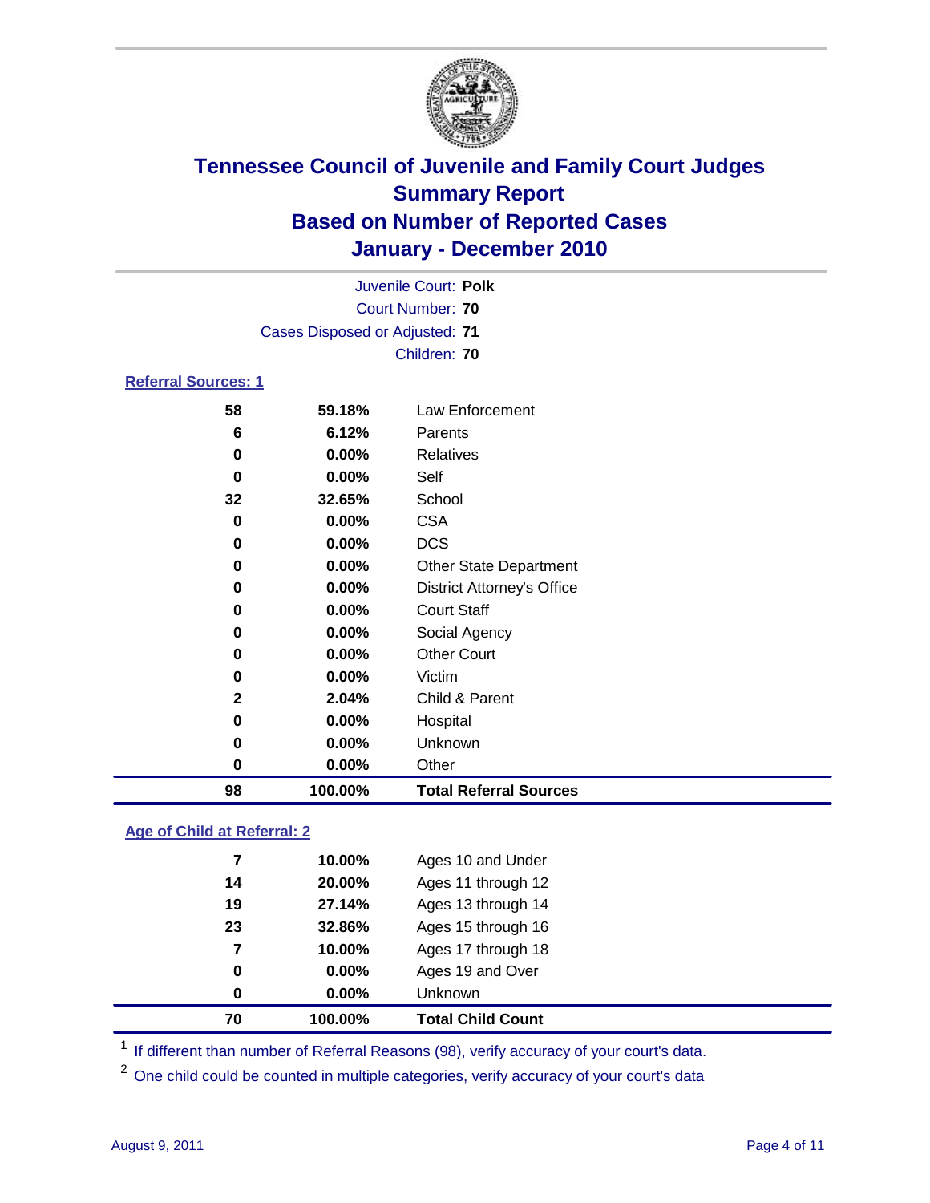# Tennessee Council of Juvenile and Family Court Judges
## Summary Report
## Based on Number of Reported Cases
## January - December 2010

Juvenile Court: **Polk**
Court Number: **70**
Cases Disposed or Adjusted: **71**
Children: **70**

### Referral Sources: 1

| | | |
|---|---|---|
| 58 | 59.18% | Law Enforcement |
| 6 | 6.12% | Parents |
| 0 | 0.00% | Relatives |
| 0 | 0.00% | Self |
| 32 | 32.65% | School |
| 0 | 0.00% | CSA |
| 0 | 0.00% | DCS |
| 0 | 0.00% | Other State Department |
| 0 | 0.00% | District Attorney's Office |
| 0 | 0.00% | Court Staff |
| 0 | 0.00% | Social Agency |
| 0 | 0.00% | Other Court |
| 0 | 0.00% | Victim |
| 2 | 2.04% | Child & Parent |
| 0 | 0.00% | Hospital |
| 0 | 0.00% | Unknown |
| 0 | 0.00% | Other |
| **98** | **100.00%** | **Total Referral Sources** |

### Age of Child at Referral: 2

| | | |
|---|---|---|
| 7 | 10.00% | Ages 10 and Under |
| 14 | 20.00% | Ages 11 through 12 |
| 19 | 27.14% | Ages 13 through 14 |
| 23 | 32.86% | Ages 15 through 16 |
| 7 | 10.00% | Ages 17 through 18 |
| 0 | 0.00% | Ages 19 and Over |
| 0 | 0.00% | Unknown |
| **70** | **100.00%** | **Total Child Count** |

[1] If different than number of Referral Reasons (98), verify accuracy of your court's data.

[2] One child could be counted in multiple categories, verify accuracy of your court's data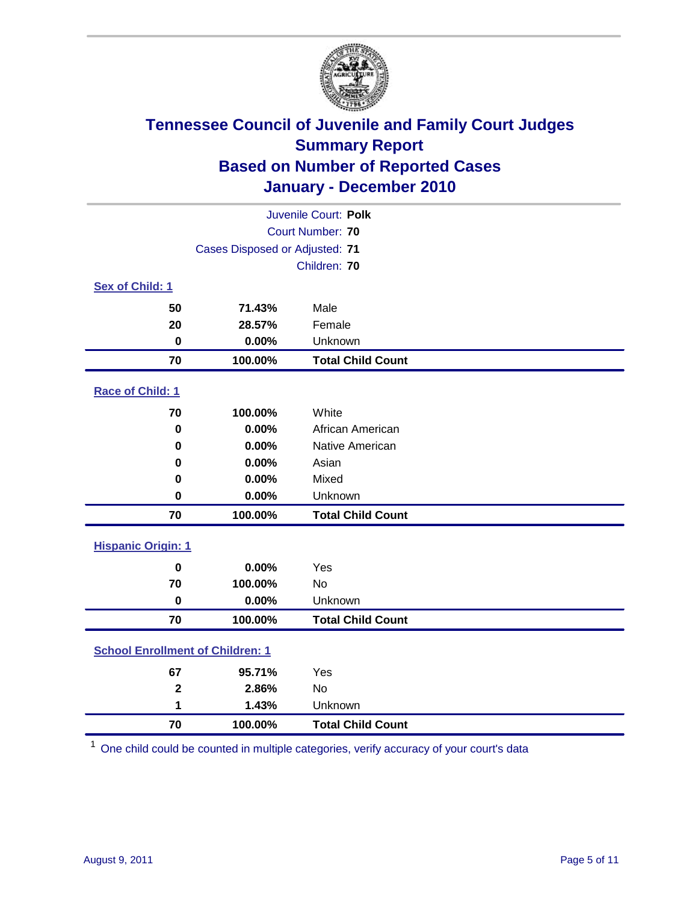# Tennessee Council of Juvenile and Family Court Judges
## Summary Report
## Based on Number of Reported Cases
## January - December 2010

Juvenile Court: **Polk**

Court Number: **70**

Cases Disposed or Adjusted: **71**

Children: **70**

### Sex of Child: 1

| | | |
|---|---|---|
| **50** | **71.43%** | Male |
| **20** | **28.57%** | Female |
| **0** | **0.00%** | Unknown |
| **70** | **100.00%** | **Total Child Count** |

### Race of Child: 1

| | | |
|---|---|---|
| **70** | **100.00%** | White |
| **0** | **0.00%** | African American |
| **0** | **0.00%** | Native American |
| **0** | **0.00%** | Asian |
| **0** | **0.00%** | Mixed |
| **0** | **0.00%** | Unknown |
| **70** | **100.00%** | **Total Child Count** |

### Hispanic Origin: 1

| | | |
|---|---|---|
| **0** | **0.00%** | Yes |
| **70** | **100.00%** | No |
| **0** | **0.00%** | Unknown |
| **70** | **100.00%** | **Total Child Count** |

### School Enrollment of Children: 1

| | | |
|---|---|---|
| **67** | **95.71%** | Yes |
| **2** | **2.86%** | No |
| **1** | **1.43%** | Unknown |
| **70** | **100.00%** | **Total Child Count** |

[1] One child could be counted in multiple categories, verify accuracy of your court's data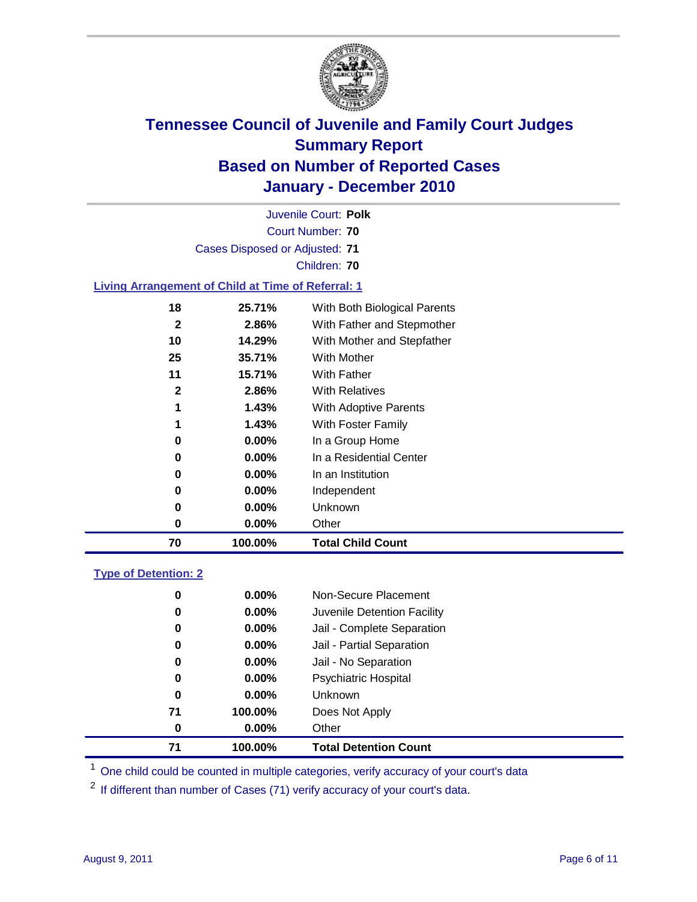# Tennessee Council of Juvenile and Family Court Judges
## Summary Report
## Based on Number of Reported Cases
## January - December 2010

Juvenile Court: **Polk**

Court Number: **70**

Cases Disposed or Adjusted: **71**

Children: **70**

### Living Arrangement of Child at Time of Referral: 1

| Count | Percent | Category |
|---|---|---|
| 18 | 25.71% | With Both Biological Parents |
| 2 | 2.86% | With Father and Stepmother |
| 10 | 14.29% | With Mother and Stepfather |
| 25 | 35.71% | With Mother |
| 11 | 15.71% | With Father |
| 2 | 2.86% | With Relatives |
| 1 | 1.43% | With Adoptive Parents |
| 1 | 1.43% | With Foster Family |
| 0 | 0.00% | In a Group Home |
| 0 | 0.00% | In a Residential Center |
| 0 | 0.00% | In an Institution |
| 0 | 0.00% | Independent |
| 0 | 0.00% | Unknown |
| 0 | 0.00% | Other |
| **70** | **100.00%** | **Total Child Count** |

### Type of Detention: 2

| Count | Percent | Category |
|---|---|---|
| 0 | 0.00% | Non-Secure Placement |
| 0 | 0.00% | Juvenile Detention Facility |
| 0 | 0.00% | Jail - Complete Separation |
| 0 | 0.00% | Jail - Partial Separation |
| 0 | 0.00% | Jail - No Separation |
| 0 | 0.00% | Psychiatric Hospital |
| 0 | 0.00% | Unknown |
| 71 | 100.00% | Does Not Apply |
| 0 | 0.00% | Other |
| **71** | **100.00%** | **Total Detention Count** |

[1] One child could be counted in multiple categories, verify accuracy of your court's data

[2] If different than number of Cases (71) verify accuracy of your court's data.

August 9, 2011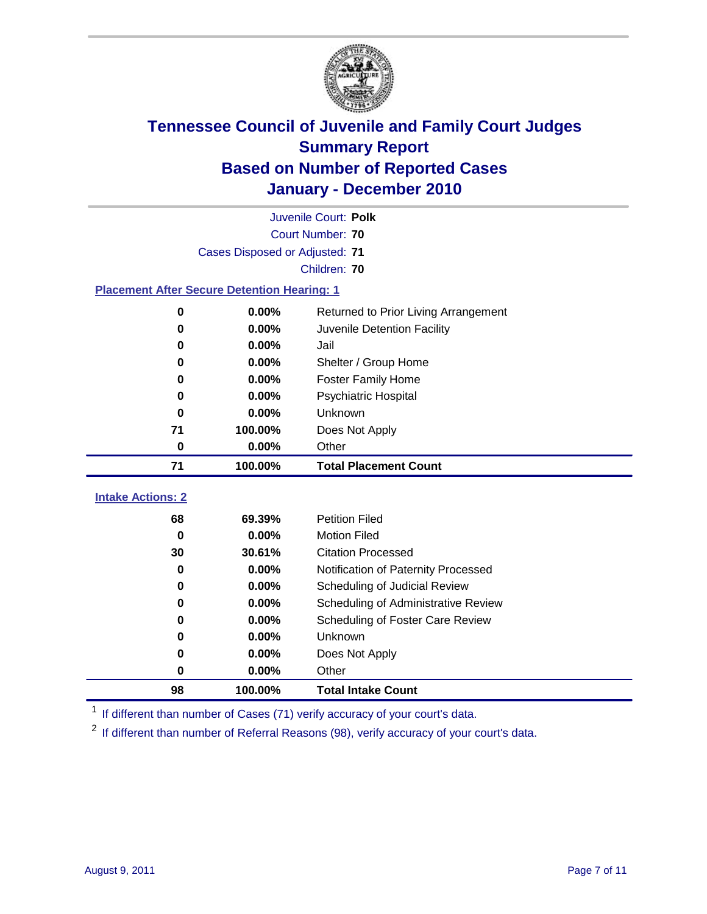# Tennessee Council of Juvenile and Family Court Judges
## Summary Report
## Based on Number of Reported Cases
## January - December 2010

Juvenile Court: **Polk**
Court Number: **70**
Cases Disposed or Adjusted: **71**
Children: **70**

### Placement After Secure Detention Hearing: 1

| Count | Percent | Placement |
|---|---|---|
| 0 | 0.00% | Returned to Prior Living Arrangement |
| 0 | 0.00% | Juvenile Detention Facility |
| 0 | 0.00% | Jail |
| 0 | 0.00% | Shelter / Group Home |
| 0 | 0.00% | Foster Family Home |
| 0 | 0.00% | Psychiatric Hospital |
| 0 | 0.00% | Unknown |
| 71 | 100.00% | Does Not Apply |
| 0 | 0.00% | Other |
| **71** | **100.00%** | **Total Placement Count** |

### Intake Actions: 2

| Count | Percent | Intake Action |
|---|---|---|
| 68 | 69.39% | Petition Filed |
| 0 | 0.00% | Motion Filed |
| 30 | 30.61% | Citation Processed |
| 0 | 0.00% | Notification of Paternity Processed |
| 0 | 0.00% | Scheduling of Judicial Review |
| 0 | 0.00% | Scheduling of Administrative Review |
| 0 | 0.00% | Scheduling of Foster Care Review |
| 0 | 0.00% | Unknown |
| 0 | 0.00% | Does Not Apply |
| 0 | 0.00% | Other |
| **98** | **100.00%** | **Total Intake Count** |

[1] If different than number of Cases (71) verify accuracy of your court's data.

[2] If different than number of Referral Reasons (98), verify accuracy of your court's data.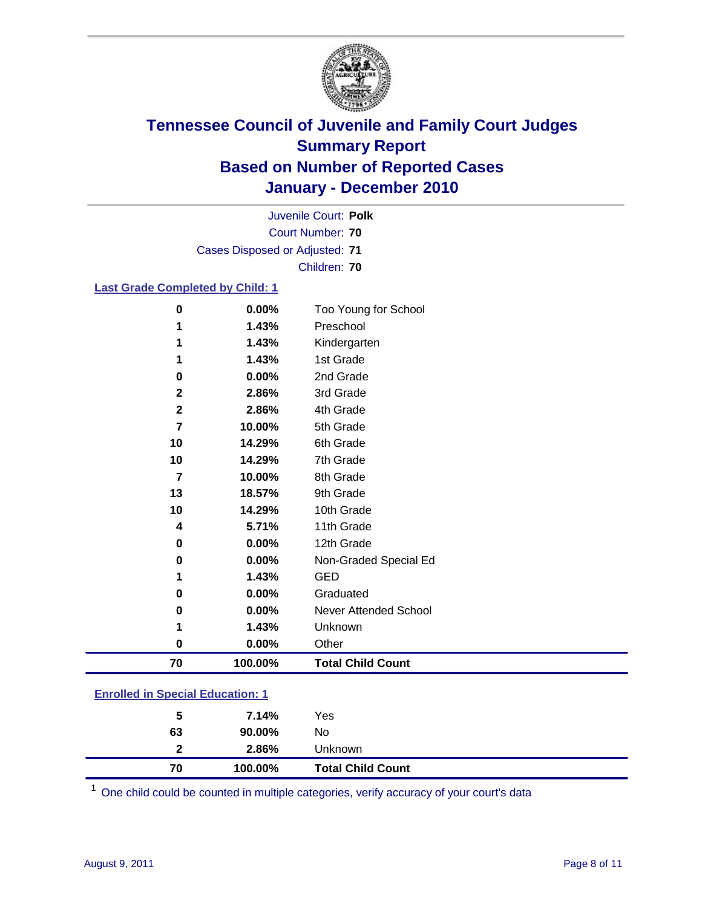# Tennessee Council of Juvenile and Family Court Judges
## Summary Report
## Based on Number of Reported Cases
## January - December 2010

Juvenile Court: **Polk**
Court Number: **70**
Cases Disposed or Adjusted: **71**
Children: **70**

### Last Grade Completed by Child: 1

| Count | Percent | Category |
|---|---|---|
| 0 | 0.00% | Too Young for School |
| 1 | 1.43% | Preschool |
| 1 | 1.43% | Kindergarten |
| 1 | 1.43% | 1st Grade |
| 0 | 0.00% | 2nd Grade |
| 2 | 2.86% | 3rd Grade |
| 2 | 2.86% | 4th Grade |
| 7 | 10.00% | 5th Grade |
| 10 | 14.29% | 6th Grade |
| 10 | 14.29% | 7th Grade |
| 7 | 10.00% | 8th Grade |
| 13 | 18.57% | 9th Grade |
| 10 | 14.29% | 10th Grade |
| 4 | 5.71% | 11th Grade |
| 0 | 0.00% | 12th Grade |
| 0 | 0.00% | Non-Graded Special Ed |
| 1 | 1.43% | GED |
| 0 | 0.00% | Graduated |
| 0 | 0.00% | Never Attended School |
| 1 | 1.43% | Unknown |
| 0 | 0.00% | Other |
| **70** | **100.00%** | **Total Child Count** |

### Enrolled in Special Education: 1

| Count | Percent | Category |
|---|---|---|
| 5 | 7.14% | Yes |
| 63 | 90.00% | No |
| 2 | 2.86% | Unknown |
| **70** | **100.00%** | **Total Child Count** |

[1] One child could be counted in multiple categories, verify accuracy of your court's data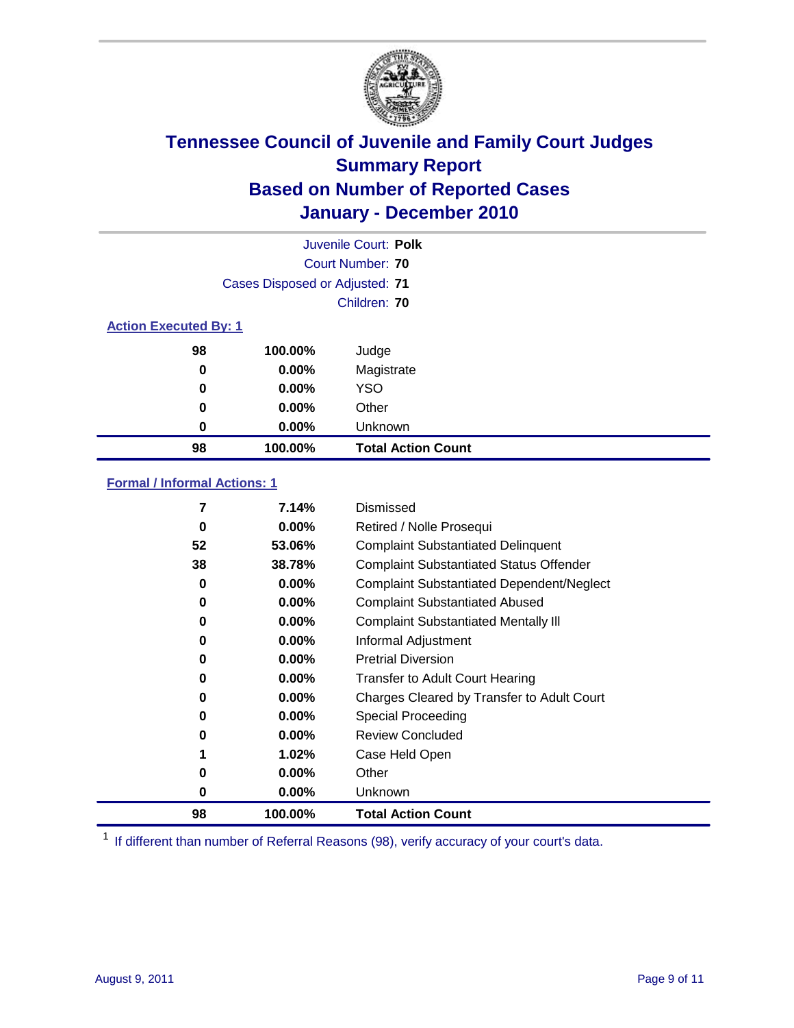# Tennessee Council of Juvenile and Family Court Judges
## Summary Report
## Based on Number of Reported Cases
## January - December 2010

Juvenile Court: **Polk**
Court Number: **70**
Cases Disposed or Adjusted: **71**
Children: **70**

### Action Executed By: 1

| | | |
|---|---|---|
| 98 | 100.00% | Judge |
| 0 | 0.00% | Magistrate |
| 0 | 0.00% | YSO |
| 0 | 0.00% | Other |
| 0 | 0.00% | Unknown |
| **98** | **100.00%** | **Total Action Count** |

### Formal / Informal Actions: 1

| | | |
|---|---|---|
| 7 | 7.14% | Dismissed |
| 0 | 0.00% | Retired / Nolle Prosequi |
| 52 | 53.06% | Complaint Substantiated Delinquent |
| 38 | 38.78% | Complaint Substantiated Status Offender |
| 0 | 0.00% | Complaint Substantiated Dependent/Neglect |
| 0 | 0.00% | Complaint Substantiated Abused |
| 0 | 0.00% | Complaint Substantiated Mentally Ill |
| 0 | 0.00% | Informal Adjustment |
| 0 | 0.00% | Pretrial Diversion |
| 0 | 0.00% | Transfer to Adult Court Hearing |
| 0 | 0.00% | Charges Cleared by Transfer to Adult Court |
| 0 | 0.00% | Special Proceeding |
| 0 | 0.00% | Review Concluded |
| 1 | 1.02% | Case Held Open |
| 0 | 0.00% | Other |
| 0 | 0.00% | Unknown |
| **98** | **100.00%** | **Total Action Count** |

[1] If different than number of Referral Reasons (98), verify accuracy of your court's data.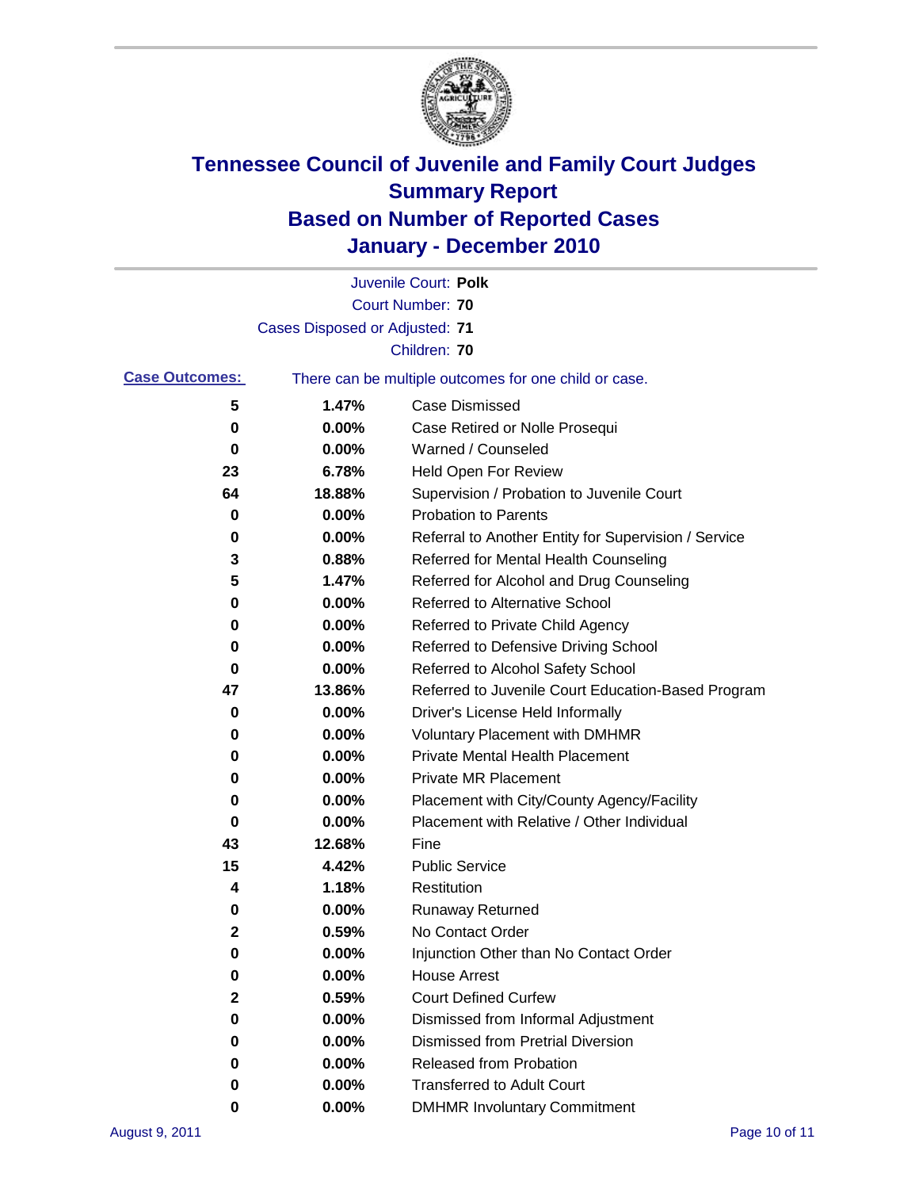# Tennessee Council of Juvenile and Family Court Judges
## Summary Report
## Based on Number of Reported Cases
## January - December 2010

Juvenile Court: **Polk**

Court Number: **70**

Cases Disposed or Adjusted: **71**

Children: **70**

**Case Outcomes:** There can be multiple outcomes for one child or case.

| | | |
|---|---|---|
| 5 | 1.47% | Case Dismissed |
| 0 | 0.00% | Case Retired or Nolle Prosequi |
| 0 | 0.00% | Warned / Counseled |
| 23 | 6.78% | Held Open For Review |
| 64 | 18.88% | Supervision / Probation to Juvenile Court |
| 0 | 0.00% | Probation to Parents |
| 0 | 0.00% | Referral to Another Entity for Supervision / Service |
| 3 | 0.88% | Referred for Mental Health Counseling |
| 5 | 1.47% | Referred for Alcohol and Drug Counseling |
| 0 | 0.00% | Referred to Alternative School |
| 0 | 0.00% | Referred to Private Child Agency |
| 0 | 0.00% | Referred to Defensive Driving School |
| 0 | 0.00% | Referred to Alcohol Safety School |
| 47 | 13.86% | Referred to Juvenile Court Education-Based Program |
| 0 | 0.00% | Driver's License Held Informally |
| 0 | 0.00% | Voluntary Placement with DMHMR |
| 0 | 0.00% | Private Mental Health Placement |
| 0 | 0.00% | Private MR Placement |
| 0 | 0.00% | Placement with City/County Agency/Facility |
| 0 | 0.00% | Placement with Relative / Other Individual |
| 43 | 12.68% | Fine |
| 15 | 4.42% | Public Service |
| 4 | 1.18% | Restitution |
| 0 | 0.00% | Runaway Returned |
| 2 | 0.59% | No Contact Order |
| 0 | 0.00% | Injunction Other than No Contact Order |
| 0 | 0.00% | House Arrest |
| 2 | 0.59% | Court Defined Curfew |
| 0 | 0.00% | Dismissed from Informal Adjustment |
| 0 | 0.00% | Dismissed from Pretrial Diversion |
| 0 | 0.00% | Released from Probation |
| 0 | 0.00% | Transferred to Adult Court |
| 0 | 0.00% | DMHMR Involuntary Commitment |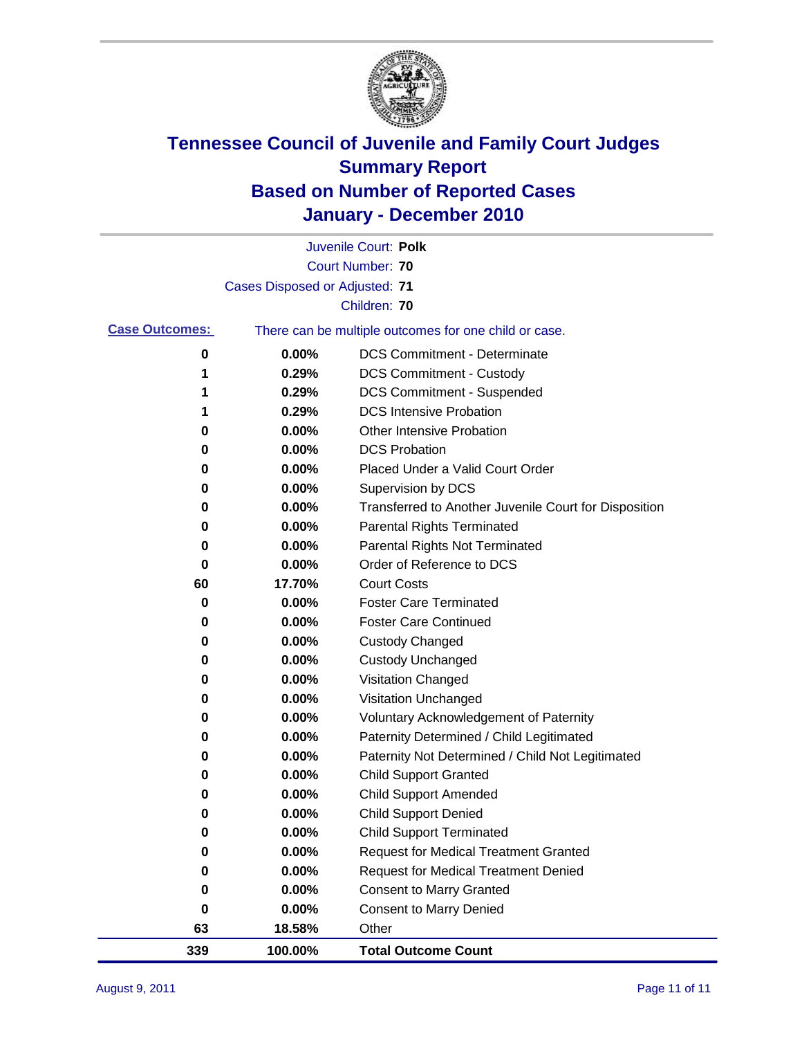# Tennessee Council of Juvenile and Family Court Judges
## Summary Report
## Based on Number of Reported Cases
## January - December 2010

Juvenile Court: **Polk**

Court Number: **70**

Cases Disposed or Adjusted: **71**

Children: **70**

**Case Outcomes:** There can be multiple outcomes for one child or case.

| | | |
|---|---|---|
| 0 | 0.00% | DCS Commitment - Determinate |
| 1 | 0.29% | DCS Commitment - Custody |
| 1 | 0.29% | DCS Commitment - Suspended |
| 1 | 0.29% | DCS Intensive Probation |
| 0 | 0.00% | Other Intensive Probation |
| 0 | 0.00% | DCS Probation |
| 0 | 0.00% | Placed Under a Valid Court Order |
| 0 | 0.00% | Supervision by DCS |
| 0 | 0.00% | Transferred to Another Juvenile Court for Disposition |
| 0 | 0.00% | Parental Rights Terminated |
| 0 | 0.00% | Parental Rights Not Terminated |
| 0 | 0.00% | Order of Reference to DCS |
| 60 | 17.70% | Court Costs |
| 0 | 0.00% | Foster Care Terminated |
| 0 | 0.00% | Foster Care Continued |
| 0 | 0.00% | Custody Changed |
| 0 | 0.00% | Custody Unchanged |
| 0 | 0.00% | Visitation Changed |
| 0 | 0.00% | Visitation Unchanged |
| 0 | 0.00% | Voluntary Acknowledgement of Paternity |
| 0 | 0.00% | Paternity Determined / Child Legitimated |
| 0 | 0.00% | Paternity Not Determined / Child Not Legitimated |
| 0 | 0.00% | Child Support Granted |
| 0 | 0.00% | Child Support Amended |
| 0 | 0.00% | Child Support Denied |
| 0 | 0.00% | Child Support Terminated |
| 0 | 0.00% | Request for Medical Treatment Granted |
| 0 | 0.00% | Request for Medical Treatment Denied |
| 0 | 0.00% | Consent to Marry Granted |
| 0 | 0.00% | Consent to Marry Denied |
| 63 | 18.58% | Other |
| **339** | **100.00%** | **Total Outcome Count** |